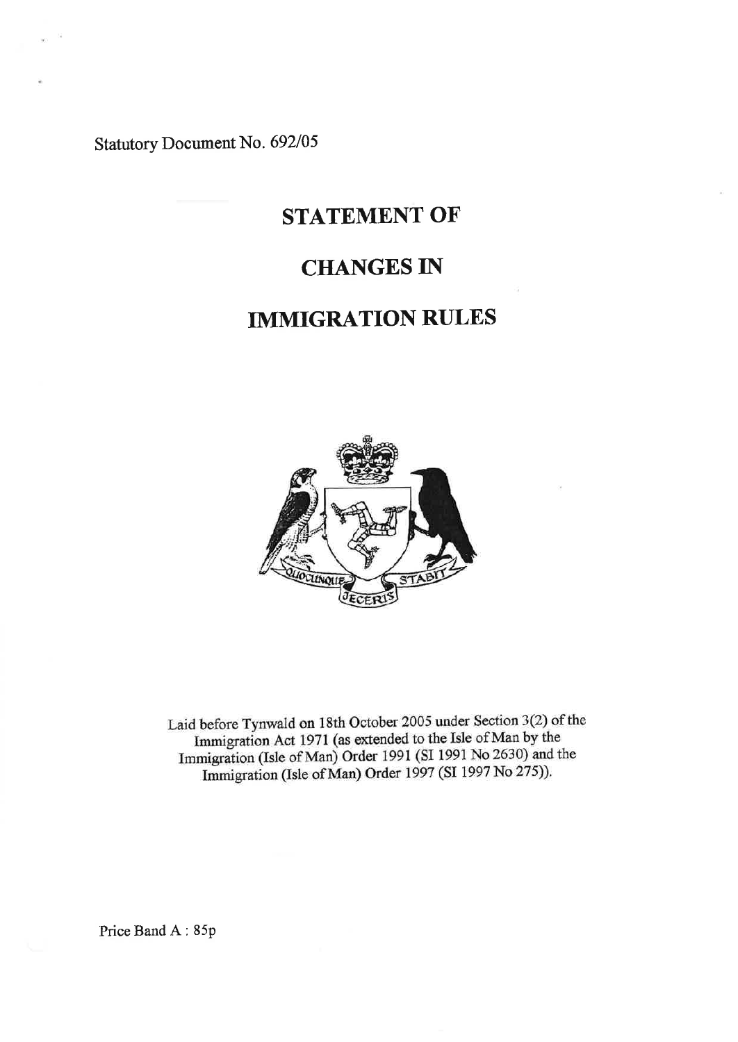Statutory Document No. 692/05

# STATEMENT OF

# CHANGES IN

# IMMIGRATION RULES

Laid before Tynwald on 18th October 2005 under Section 3(2) of the Immigration Act 1971 (as extended to the Isle of Man by the Immigration (Isle of Man) Order 1991 (SI 1991 No 2630) and the Immigration (Isle of Man) Order 1997 (SI 1997 No 275)).

Price Band A : 85p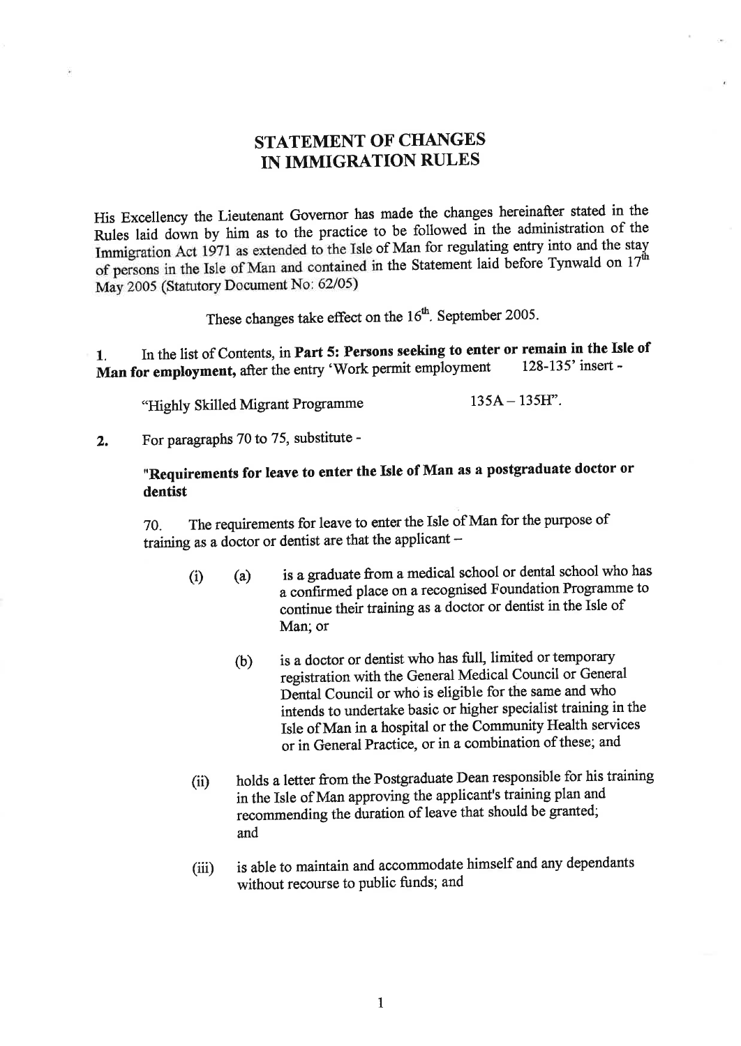# STATEMENT OF CHANGES IN IMMIGRATION RULES

His Excellency the Lieutenant Governor has made the changes hereinafter stated in the Rules laid down by him as to the practice to be followed in the administration of the Immigration Act 1971 as extended to the Isle of Man for regulating entry into and the stay of persons in the Isle of Man and contained in the Statement laid before Tynwald on 17th May 2005 (Statutory Document No: 62/05)

These changes take effect on the 16th. September 2005.

1. In the list of Contents, in **Part 5: Persons seeking to enter or remain in the Isle of Man for employment,** after the entry 'Work permit employment 128-135' insert -

"Highly Skilled Migrant Programme 135A – 135H".

2. For paragraphs 70 to 75, substitute -

**"Requirements for leave to enter the Isle of Man as a postgraduate doctor or dentist**

70. The requirements for leave to enter the Isle of Man for the purpose of training as a doctor or dentist are that the applicant –

(i) (a) is a graduate from a medical school or dental school who has a confirmed place on a recognised Foundation Programme to continue their training as a doctor or dentist in the Isle of Man; or

(b) is a doctor or dentist who has full, limited or temporary registration with the General Medical Council or General Dental Council or who is eligible for the same and who intends to undertake basic or higher specialist training in the Isle of Man in a hospital or the Community Health services or in General Practice, or in a combination of these; and

(ii) holds a letter from the Postgraduate Dean responsible for his training in the Isle of Man approving the applicant's training plan and recommending the duration of leave that should be granted; and

(iii) is able to maintain and accommodate himself and any dependants without recourse to public funds; and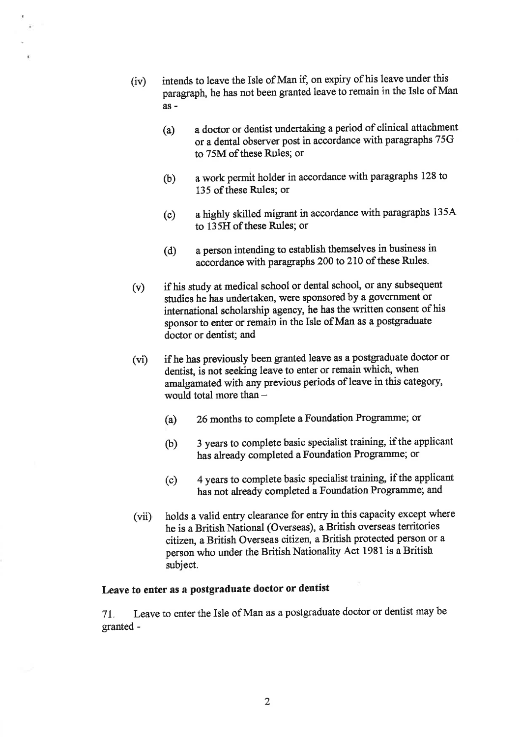(iv) intends to leave the Isle of Man if, on expiry of his leave under this paragraph, he has not been granted leave to remain in the Isle of Man as -

   (a) a doctor or dentist undertaking a period of clinical attachment or a dental observer post in accordance with paragraphs 75G to 75M of these Rules; or

   (b) a work permit holder in accordance with paragraphs 128 to 135 of these Rules; or

   (c) a highly skilled migrant in accordance with paragraphs 135A to 135H of these Rules; or

   (d) a person intending to establish themselves in business in accordance with paragraphs 200 to 210 of these Rules.

(v) if his study at medical school or dental school, or any subsequent studies he has undertaken, were sponsored by a government or international scholarship agency, he has the written consent of his sponsor to enter or remain in the Isle of Man as a postgraduate doctor or dentist; and

(vi) if he has previously been granted leave as a postgraduate doctor or dentist, is not seeking leave to enter or remain which, when amalgamated with any previous periods of leave in this category, would total more than –

   (a) 26 months to complete a Foundation Programme; or

   (b) 3 years to complete basic specialist training, if the applicant has already completed a Foundation Programme; or

   (c) 4 years to complete basic specialist training, if the applicant has not already completed a Foundation Programme; and

(vii) holds a valid entry clearance for entry in this capacity except where he is a British National (Overseas), a British overseas territories citizen, a British Overseas citizen, a British protected person or a person who under the British Nationality Act 1981 is a British subject.

**Leave to enter as a postgraduate doctor or dentist**

71. Leave to enter the Isle of Man as a postgraduate doctor or dentist may be granted -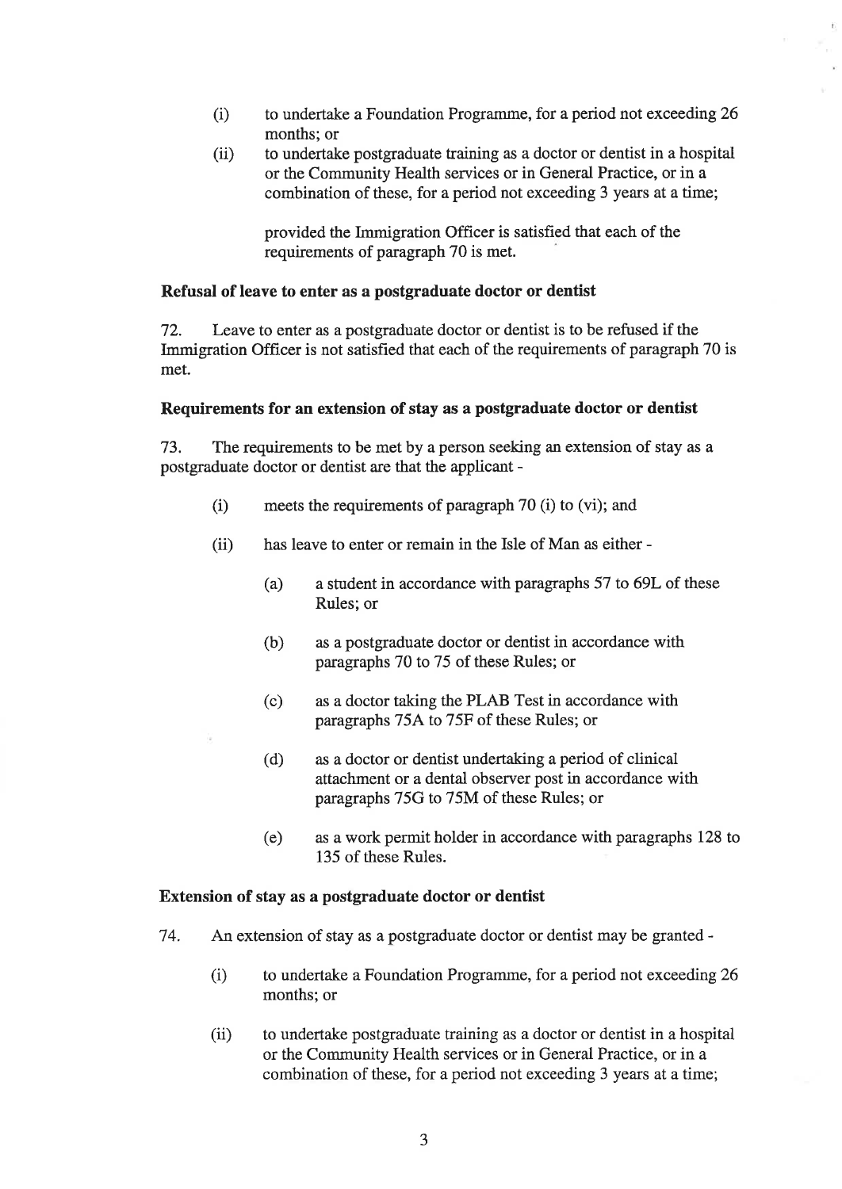(i) to undertake a Foundation Programme, for a period not exceeding 26 months; or

(ii) to undertake postgraduate training as a doctor or dentist in a hospital or the Community Health services or in General Practice, or in a combination of these, for a period not exceeding 3 years at a time;

provided the Immigration Officer is satisfied that each of the requirements of paragraph 70 is met.

**Refusal of leave to enter as a postgraduate doctor or dentist**

72. Leave to enter as a postgraduate doctor or dentist is to be refused if the Immigration Officer is not satisfied that each of the requirements of paragraph 70 is met.

**Requirements for an extension of stay as a postgraduate doctor or dentist**

73. The requirements to be met by a person seeking an extension of stay as a postgraduate doctor or dentist are that the applicant -

(i) meets the requirements of paragraph 70 (i) to (vi); and

(ii) has leave to enter or remain in the Isle of Man as either -

(a) a student in accordance with paragraphs 57 to 69L of these Rules; or

(b) as a postgraduate doctor or dentist in accordance with paragraphs 70 to 75 of these Rules; or

(c) as a doctor taking the PLAB Test in accordance with paragraphs 75A to 75F of these Rules; or

(d) as a doctor or dentist undertaking a period of clinical attachment or a dental observer post in accordance with paragraphs 75G to 75M of these Rules; or

(e) as a work permit holder in accordance with paragraphs 128 to 135 of these Rules.

**Extension of stay as a postgraduate doctor or dentist**

74. An extension of stay as a postgraduate doctor or dentist may be granted -

(i) to undertake a Foundation Programme, for a period not exceeding 26 months; or

(ii) to undertake postgraduate training as a doctor or dentist in a hospital or the Community Health services or in General Practice, or in a combination of these, for a period not exceeding 3 years at a time;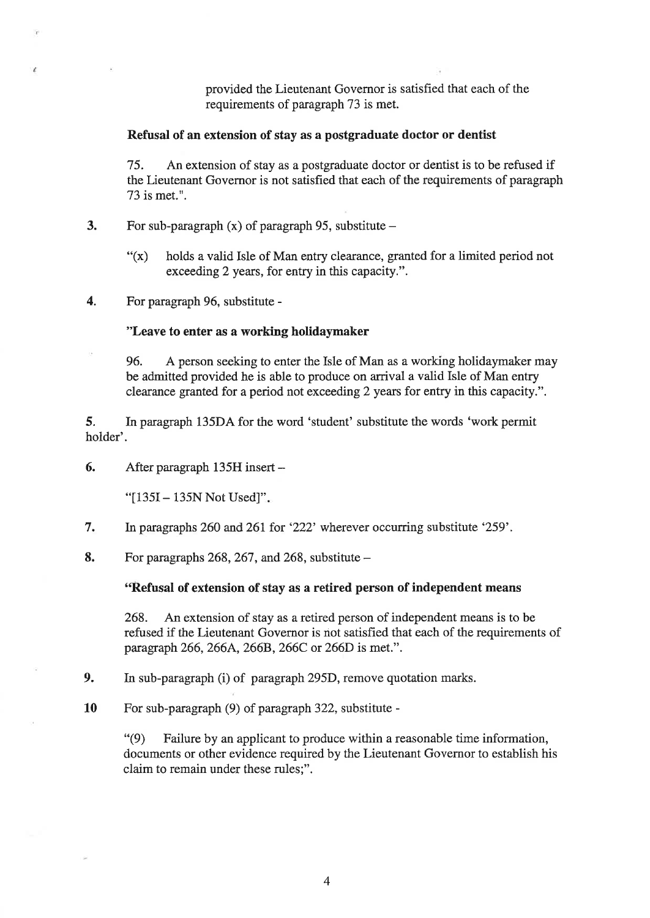provided the Lieutenant Governor is satisfied that each of the requirements of paragraph 73 is met.

**Refusal of an extension of stay as a postgraduate doctor or dentist**

75. An extension of stay as a postgraduate doctor or dentist is to be refused if the Lieutenant Governor is not satisfied that each of the requirements of paragraph 73 is met.".

**3.** For sub-paragraph (x) of paragraph 95, substitute –

"(x) holds a valid Isle of Man entry clearance, granted for a limited period not exceeding 2 years, for entry in this capacity.".

**4.** For paragraph 96, substitute -

**"Leave to enter as a working holidaymaker**

96. A person seeking to enter the Isle of Man as a working holidaymaker may be admitted provided he is able to produce on arrival a valid Isle of Man entry clearance granted for a period not exceeding 2 years for entry in this capacity.".

**5.** In paragraph 135DA for the word 'student' substitute the words 'work permit holder'.

**6.** After paragraph 135H insert –

"[135I – 135N Not Used]".

**7.** In paragraphs 260 and 261 for '222' wherever occurring substitute '259'.

**8.** For paragraphs 268, 267, and 268, substitute –

**"Refusal of extension of stay as a retired person of independent means**

268. An extension of stay as a retired person of independent means is to be refused if the Lieutenant Governor is not satisfied that each of the requirements of paragraph 266, 266A, 266B, 266C or 266D is met.".

**9.** In sub-paragraph (i) of paragraph 295D, remove quotation marks.

**10** For sub-paragraph (9) of paragraph 322, substitute -

"(9) Failure by an applicant to produce within a reasonable time information, documents or other evidence required by the Lieutenant Governor to establish his claim to remain under these rules;".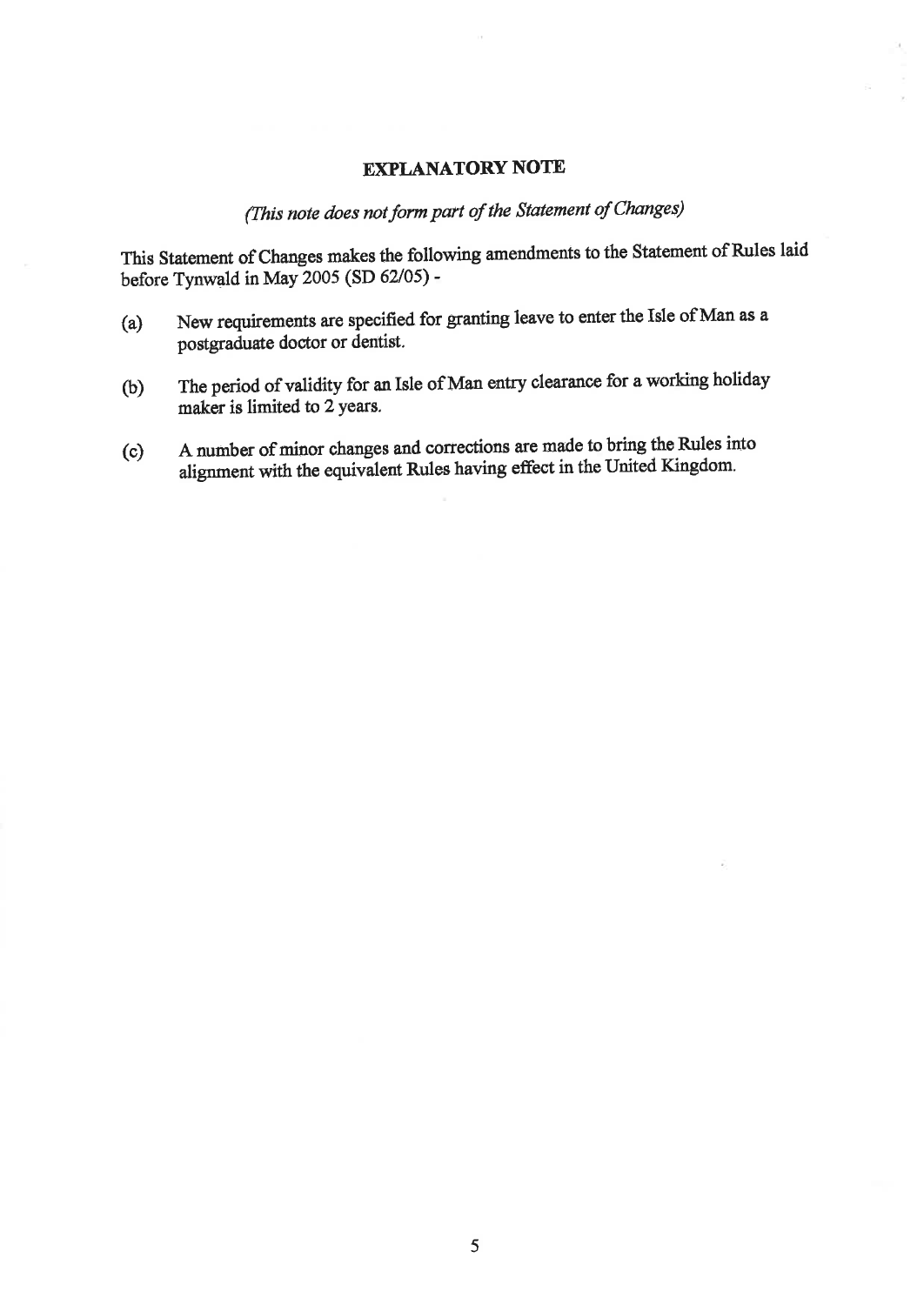## EXPLANATORY NOTE

*(This note does not form part of the Statement of Changes)*

This Statement of Changes makes the following amendments to the Statement of Rules laid before Tynwald in May 2005 (SD 62/05) -

(a) New requirements are specified for granting leave to enter the Isle of Man as a postgraduate doctor or dentist.

(b) The period of validity for an Isle of Man entry clearance for a working holiday maker is limited to 2 years.

(c) A number of minor changes and corrections are made to bring the Rules into alignment with the equivalent Rules having effect in the United Kingdom.